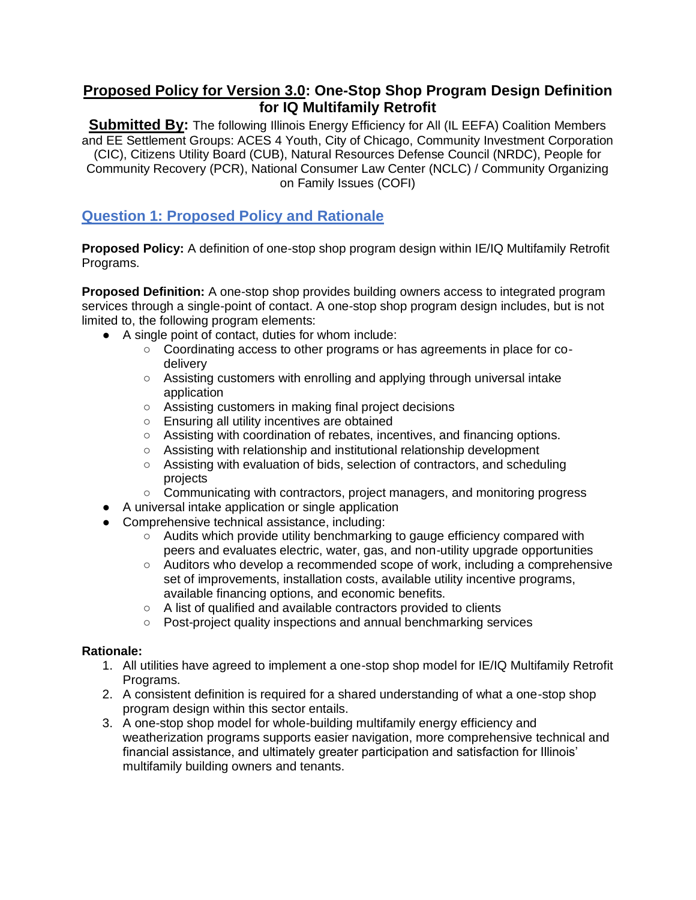# **Proposed Policy for Version 3.0: One-Stop Shop Program Design Definition for IQ Multifamily Retrofit**

**Submitted By:** The following Illinois Energy Efficiency for All (IL EEFA) Coalition Members and EE Settlement Groups: ACES 4 Youth, City of Chicago, Community Investment Corporation (CIC), Citizens Utility Board (CUB), Natural Resources Defense Council (NRDC), People for Community Recovery (PCR), National Consumer Law Center (NCLC) / Community Organizing on Family Issues (COFI)

## Question 1: Proposed Policy and Rationale

**Proposed Policy:** A definition of one-stop shop program design within IE/IQ Multifamily Retrofit Programs.

**Proposed Definition:** A one-stop shop provides building owners access to integrated program services through a single-point of contact. A one-stop shop program design includes, but is not limited to, the following program elements:

- A single point of contact, duties for whom include:
  - Coordinating access to other programs or has agreements in place for co-delivery
  - Assisting customers with enrolling and applying through universal intake application
  - Assisting customers in making final project decisions
  - Ensuring all utility incentives are obtained
  - Assisting with coordination of rebates, incentives, and financing options.
  - Assisting with relationship and institutional relationship development
  - Assisting with evaluation of bids, selection of contractors, and scheduling projects
  - Communicating with contractors, project managers, and monitoring progress
- A universal intake application or single application
- Comprehensive technical assistance, including:
  - Audits which provide utility benchmarking to gauge efficiency compared with peers and evaluates electric, water, gas, and non-utility upgrade opportunities
  - Auditors who develop a recommended scope of work, including a comprehensive set of improvements, installation costs, available utility incentive programs, available financing options, and economic benefits.
  - A list of qualified and available contractors provided to clients
  - Post-project quality inspections and annual benchmarking services

**Rationale:**

1. All utilities have agreed to implement a one-stop shop model for IE/IQ Multifamily Retrofit Programs.
2. A consistent definition is required for a shared understanding of what a one-stop shop program design within this sector entails.
3. A one-stop shop model for whole-building multifamily energy efficiency and weatherization programs supports easier navigation, more comprehensive technical and financial assistance, and ultimately greater participation and satisfaction for Illinois' multifamily building owners and tenants.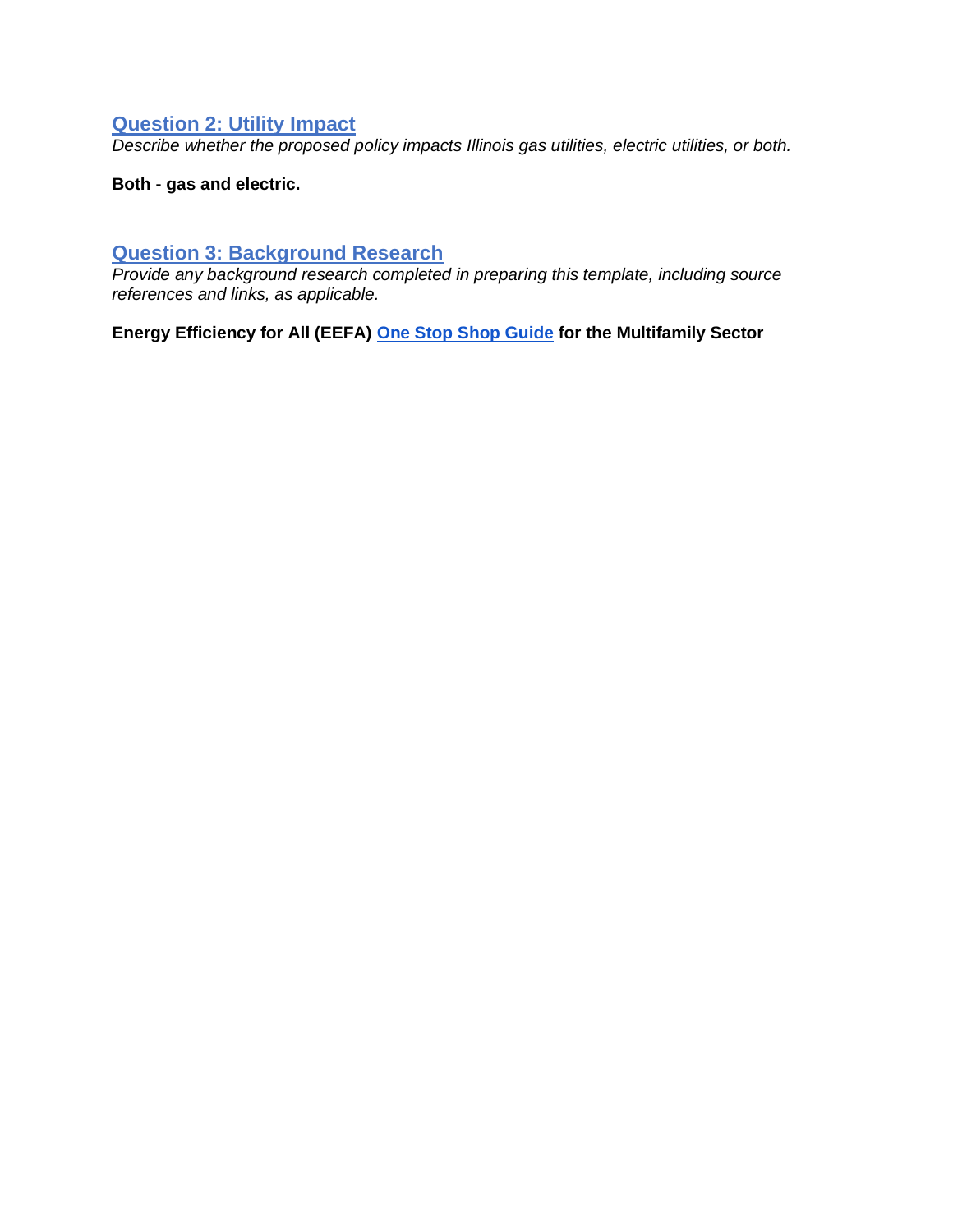## Question 2: Utility Impact

*Describe whether the proposed policy impacts Illinois gas utilities, electric utilities, or both.*

**Both - gas and electric.**

## Question 3: Background Research

*Provide any background research completed in preparing this template, including source references and links, as applicable.*

**Energy Efficiency for All (EEFA) One Stop Shop Guide for the Multifamily Sector**